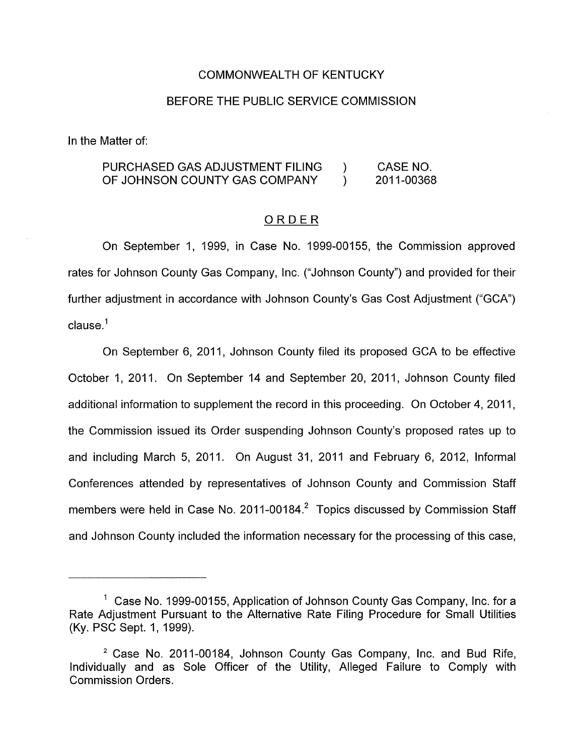COMMONWEALTH OF KENTUCKY

BEFORE THE PUBLIC SERVICE COMMISSION

In the Matter of:

| | | |
|---|---|---|
| PURCHASED GAS ADJUSTMENT FILING OF JOHNSON COUNTY GAS COMPANY | ) ) | CASE NO. 2011-00368 |

ORDER

On September 1, 1999, in Case No. 1999-00155, the Commission approved rates for Johnson County Gas Company, Inc. ("Johnson County") and provided for their further adjustment in accordance with Johnson County's Gas Cost Adjustment ("GCA") clause.[1]

On September 6, 2011, Johnson County filed its proposed GCA to be effective October 1, 2011. On September 14 and September 20, 2011, Johnson County filed additional information to supplement the record in this proceeding. On October 4, 2011, the Commission issued its Order suspending Johnson County's proposed rates up to and including March 5, 2011. On August 31, 2011 and February 6, 2012, Informal Conferences attended by representatives of Johnson County and Commission Staff members were held in Case No. 2011-00184.[2] Topics discussed by Commission Staff and Johnson County included the information necessary for the processing of this case,

---

[1] Case No. 1999-00155, Application of Johnson County Gas Company, Inc. for a Rate Adjustment Pursuant to the Alternative Rate Filing Procedure for Small Utilities (Ky. PSC Sept. 1, 1999).

[2] Case No. 2011-00184, Johnson County Gas Company, Inc. and Bud Rife, Individually and as Sole Officer of the Utility, Alleged Failure to Comply with Commission Orders.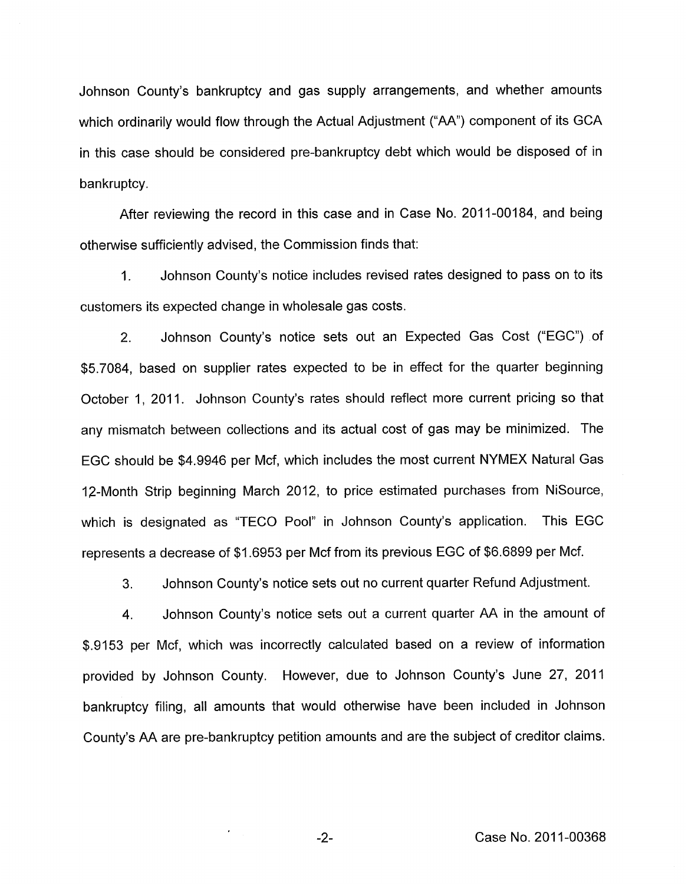Johnson County's bankruptcy and gas supply arrangements, and whether amounts which ordinarily would flow through the Actual Adjustment ("AA") component of its GCA in this case should be considered pre-bankruptcy debt which would be disposed of in bankruptcy.

After reviewing the record in this case and in Case No. 2011-00184, and being otherwise sufficiently advised, the Commission finds that:

1. Johnson County's notice includes revised rates designed to pass on to its customers its expected change in wholesale gas costs.

2. Johnson County's notice sets out an Expected Gas Cost ("EGC") of $5.7084, based on supplier rates expected to be in effect for the quarter beginning October 1, 2011. Johnson County's rates should reflect more current pricing so that any mismatch between collections and its actual cost of gas may be minimized. The EGC should be $4.9946 per Mcf, which includes the most current NYMEX Natural Gas 12-Month Strip beginning March 2012, to price estimated purchases from NiSource, which is designated as "TECO Pool" in Johnson County's application. This EGC represents a decrease of $1.6953 per Mcf from its previous EGC of $6.6899 per Mcf.

3. Johnson County's notice sets out no current quarter Refund Adjustment.

4. Johnson County's notice sets out a current quarter AA in the amount of $.9153 per Mcf, which was incorrectly calculated based on a review of information provided by Johnson County. However, due to Johnson County's June 27, 2011 bankruptcy filing, all amounts that would otherwise have been included in Johnson County's AA are pre-bankruptcy petition amounts and are the subject of creditor claims.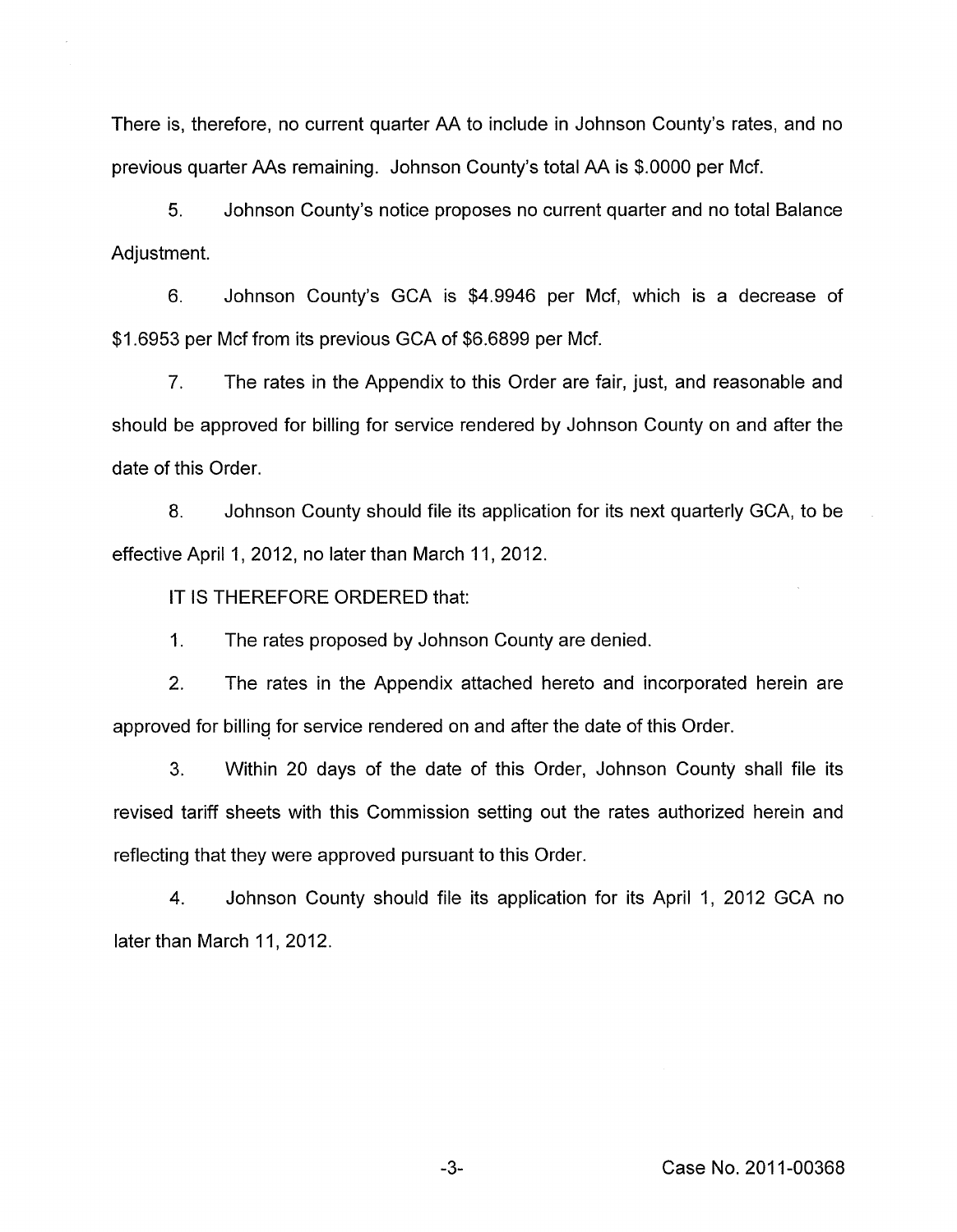There is, therefore, no current quarter AA to include in Johnson County's rates, and no previous quarter AAs remaining. Johnson County's total AA is $.0000 per Mcf.

5. Johnson County's notice proposes no current quarter and no total Balance Adjustment.

6. Johnson County's GCA is $4.9946 per Mcf, which is a decrease of $1.6953 per Mcf from its previous GCA of $6.6899 per Mcf.

7. The rates in the Appendix to this Order are fair, just, and reasonable and should be approved for billing for service rendered by Johnson County on and after the date of this Order.

8. Johnson County should file its application for its next quarterly GCA, to be effective April 1, 2012, no later than March 11, 2012.

IT IS THEREFORE ORDERED that:

1. The rates proposed by Johnson County are denied.

2. The rates in the Appendix attached hereto and incorporated herein are approved for billing for service rendered on and after the date of this Order.

3. Within 20 days of the date of this Order, Johnson County shall file its revised tariff sheets with this Commission setting out the rates authorized herein and reflecting that they were approved pursuant to this Order.

4. Johnson County should file its application for its April 1, 2012 GCA no later than March 11, 2012.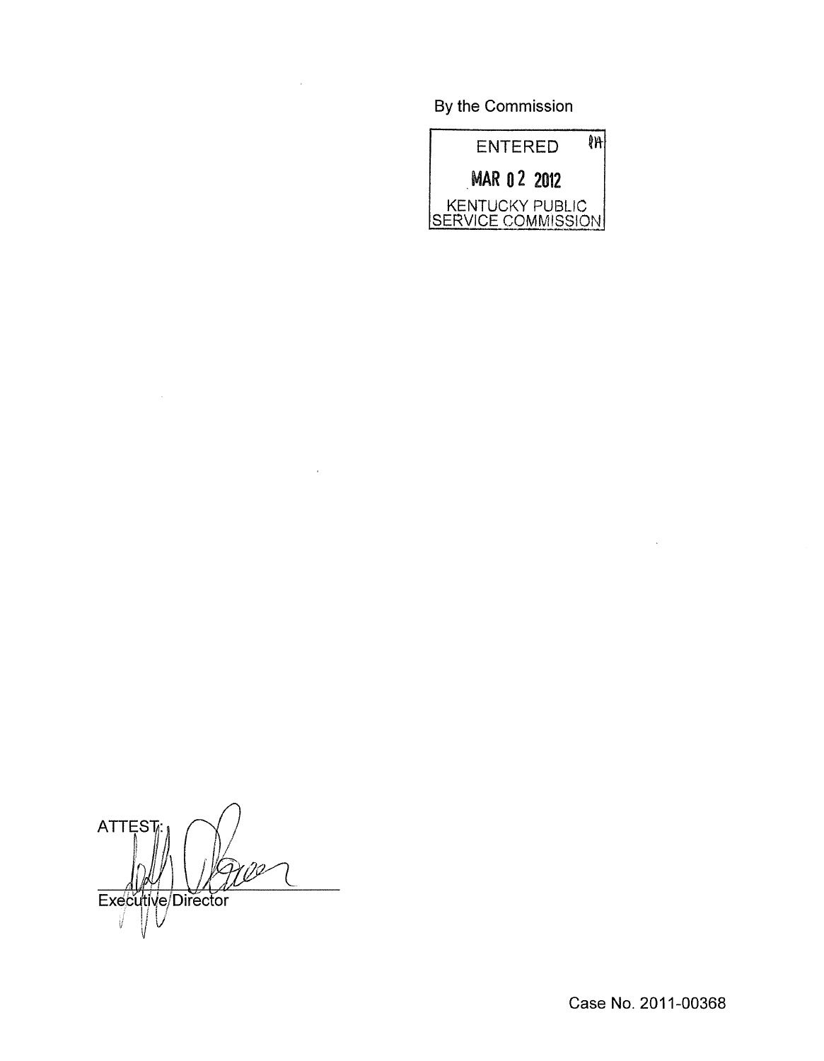By the Commission

ENTERED

MAR 02 2012

KENTUCKY PUBLIC SERVICE COMMISSION

ATTEST:

Executive Director

Case No. 2011-00368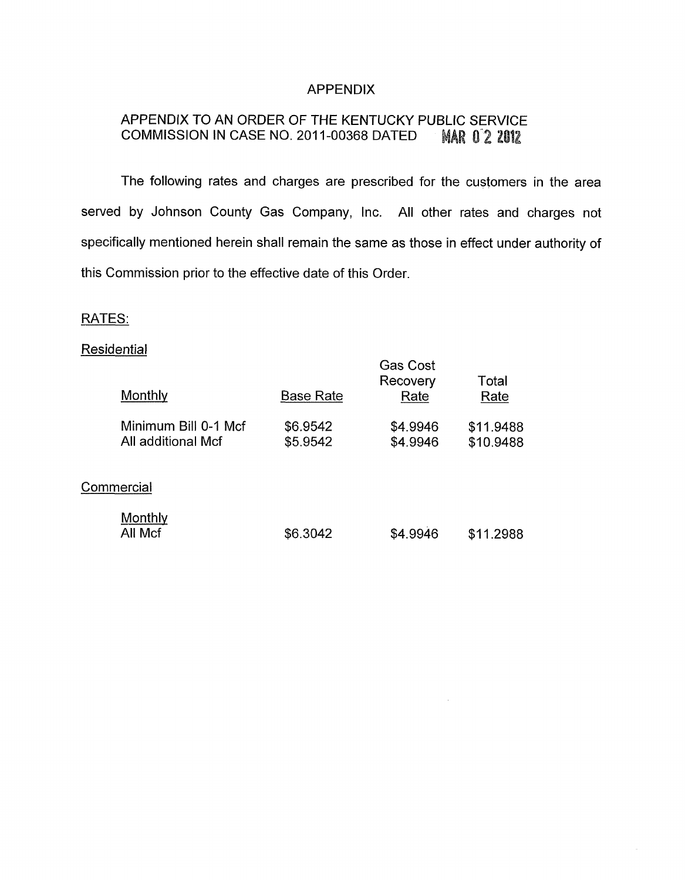# APPENDIX

## APPENDIX TO AN ORDER OF THE KENTUCKY PUBLIC SERVICE COMMISSION IN CASE NO. 2011-00368 DATED MAR 02 2012

The following rates and charges are prescribed for the customers in the area served by Johnson County Gas Company, Inc. All other rates and charges not specifically mentioned herein shall remain the same as those in effect under authority of this Commission prior to the effective date of this Order.

RATES:

Residential

| Monthly | Base Rate | Gas Cost Recovery Rate | Total Rate |
|---|---|---|---|
| Minimum Bill 0-1 Mcf | $6.9542 | $4.9946 | $11.9488 |
| All additional Mcf | $5.9542 | $4.9946 | $10.9488 |

Commercial

| Monthly | Base Rate | Gas Cost Recovery Rate | Total Rate |
|---|---|---|---|
| All Mcf | $6.3042 | $4.9946 | $11.2988 |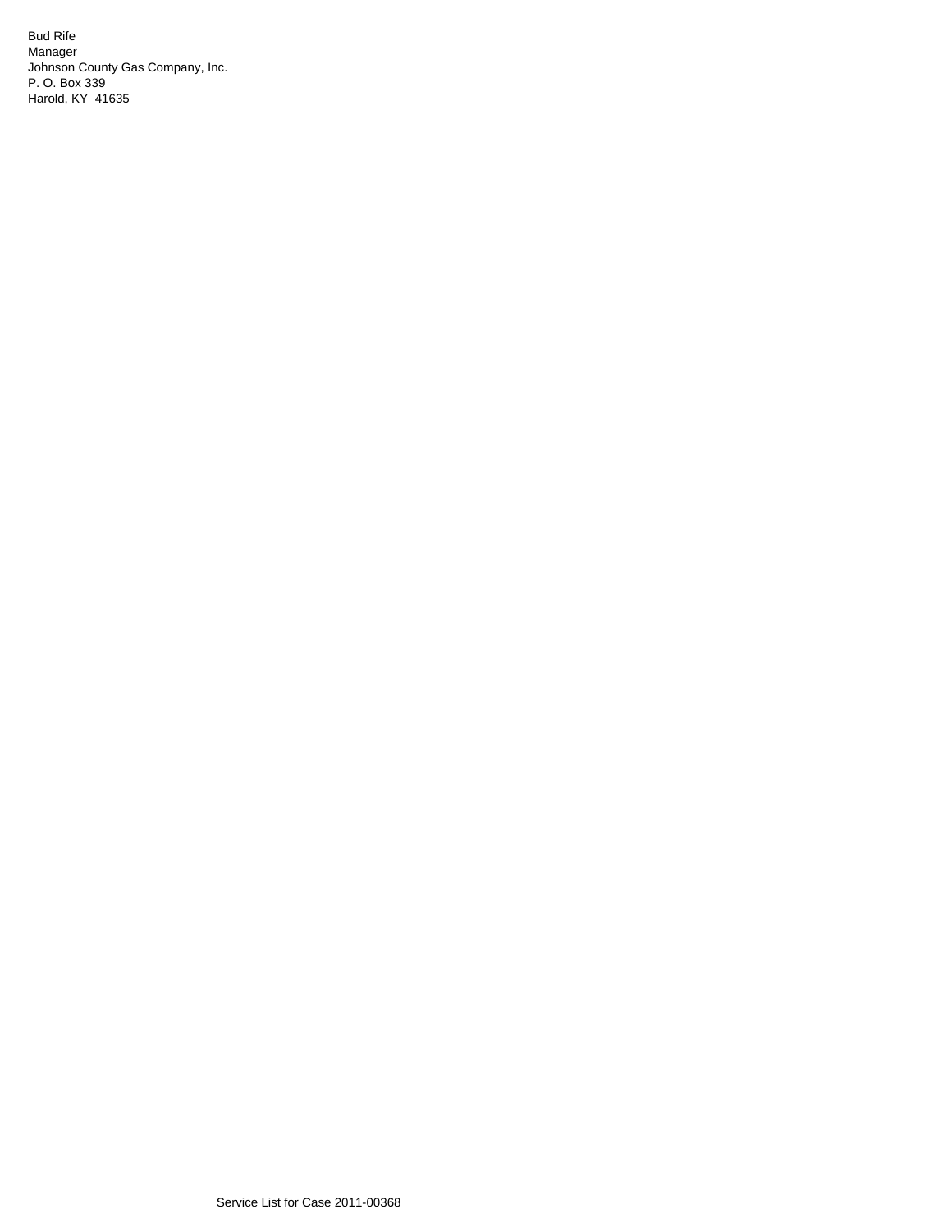Bud Rife
Manager
Johnson County Gas Company, Inc.
P. O. Box 339
Harold, KY  41635